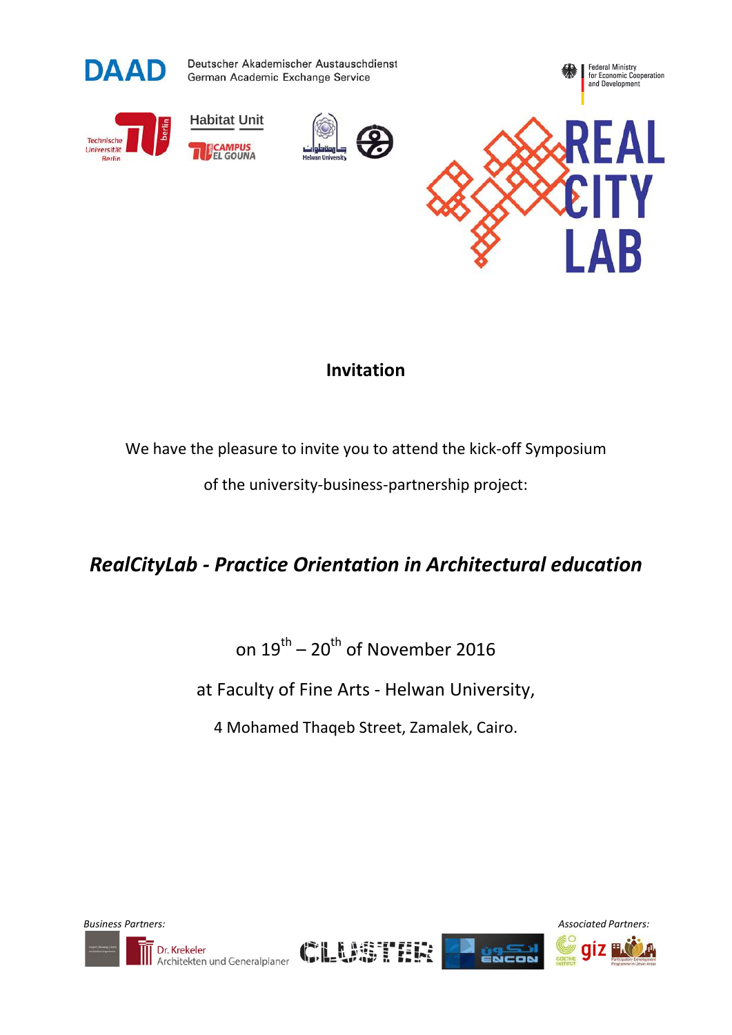DAAD Deutscher Akademischer Austauschdienst
German Academic Exchange Service

Federal Ministry for Economic Cooperation and Development

Technische Universität Berlin

Habitat Unit

CAMPUS EL GOUNA

Helwan University

REAL CITY LAB

# Invitation

We have the pleasure to invite you to attend the kick-off Symposium

of the university-business-partnership project:

## *RealCityLab - Practice Orientation in Architectural education*

on 19th – 20th of November 2016

at Faculty of Fine Arts - Helwan University,

4 Mohamed Thaqeb Street, Zamalek, Cairo.

*Business Partners:*

Dr. Krekeler Architekten und Generalplaner

CLUSTER

ENCON

*Associated Partners:*

GOETHE INSTITUT

giz

Participatory Development Programme in Urban Areas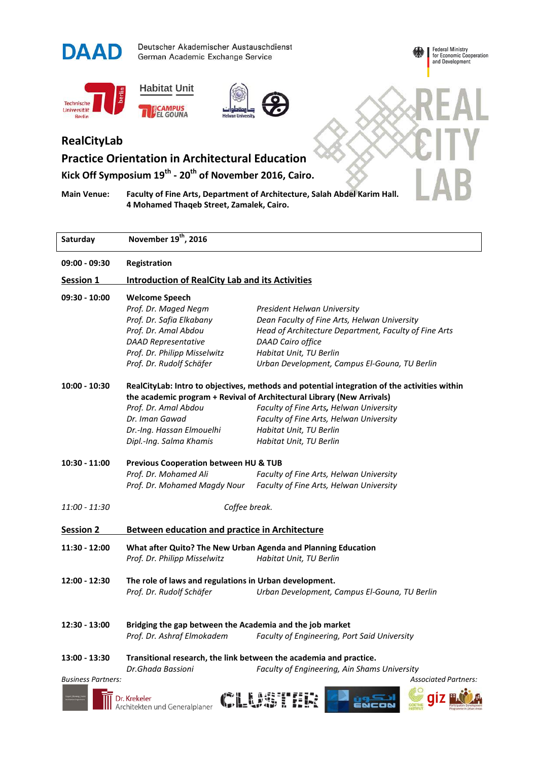DAADDeutscher Akademischer Austauschdienst
German Academic Exchange Service

Federal Ministry for Economic Cooperation and Development

Technische Universität Berlin

Habitat Unit

CAMPUS EL GOUNA

Helwan University

REAL CITY LAB

# RealCityLab

## Practice Orientation in Architectural Education

### Kick Off Symposium 19th - 20th of November 2016, Cairo.

**Main Venue:** **Faculty of Fine Arts, Department of Architecture, Salah Abdel Karim Hall. 4 Mohamed Thaqeb Street, Zamalek, Cairo.**

| **Saturday** | **November 19th, 2016** | |
|---|---|---|
| **09:00 - 09:30** | **Registration** | |
| **Session 1** | **Introduction of RealCity Lab and its Activities** | |
| **09:30 - 10:00** | **Welcome Speech** | |
| | *Prof. Dr. Maged Negm* | *President Helwan University* |
| | *Prof. Dr. Safia Elkabany* | *Dean Faculty of Fine Arts, Helwan University* |
| | *Prof. Dr. Amal Abdou* | *Head of Architecture Department, Faculty of Fine Arts* |
| | *DAAD Representative* | *DAAD Cairo office* |
| | *Prof. Dr. Philipp Misselwitz* | *Habitat Unit, TU Berlin* |
| | *Prof. Dr. Rudolf Schäfer* | *Urban Development, Campus El-Gouna, TU Berlin* |
| **10:00 - 10:30** | **RealCityLab: Intro to objectives, methods and potential integration of the activities within the academic program + Revival of Architectural Library (New Arrivals)** | |
| | *Prof. Dr. Amal Abdou* | *Faculty of Fine Arts, Helwan University* |
| | *Dr. Iman Gawad* | *Faculty of Fine Arts, Helwan University* |
| | *Dr.-Ing. Hassan Elmouelhi* | *Habitat Unit, TU Berlin* |
| | *Dipl.-Ing. Salma Khamis* | *Habitat Unit, TU Berlin* |
| **10:30 - 11:00** | **Previous Cooperation between HU & TUB** | |
| | *Prof. Dr. Mohamed Ali* | *Faculty of Fine Arts, Helwan University* |
| | *Prof. Dr. Mohamed Magdy Nour* | *Faculty of Fine Arts, Helwan University* |
| *11:00 - 11:30* | *Coffee break.* | |
| **Session 2** | **Between education and practice in Architecture** | |
| **11:30 - 12:00** | **What after Quito? The New Urban Agenda and Planning Education** | |
| | *Prof. Dr. Philipp Misselwitz* | *Habitat Unit, TU Berlin* |
| **12:00 - 12:30** | **The role of laws and regulations in Urban development.** | |
| | *Prof. Dr. Rudolf Schäfer* | *Urban Development, Campus El-Gouna, TU Berlin* |
| **12:30 - 13:00** | **Bridging the gap between the Academia and the job market** | |
| | *Prof. Dr. Ashraf Elmokadem* | *Faculty of Engineering, Port Said University* |
| **13:00 - 13:30** | **Transitional research, the link between the academia and practice.** | |
| | *Dr.Ghada Bassioni* | *Faculty of Engineering, Ain Shams University* |

*Business Partners:*

Dr. Krekeler Architekten und Generalplaner

CLUSTER

ENCON

*Associated Partners:*

GOETHE INSTITUT

giz

Participatory Development Programme in Urban Areas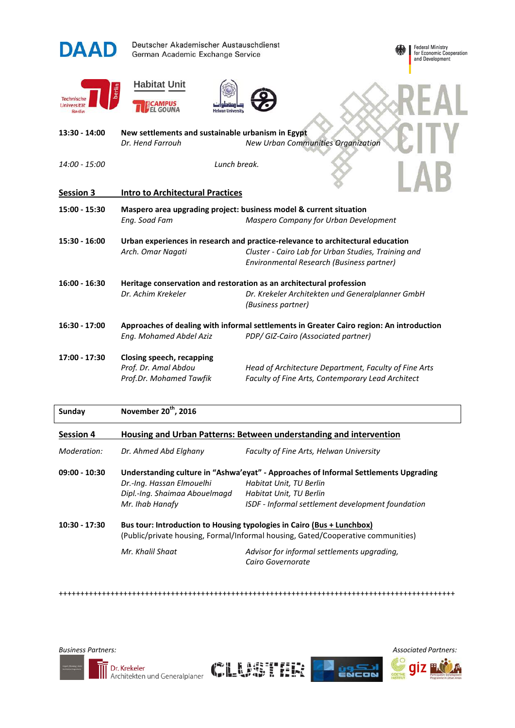**DAAD** Deutscher Akademischer Austauschdienst
German Academic Exchange Service

Federal Ministry for Economic Cooperation and Development

Technische Universität Berlin | Habitat Unit | CAMPUS EL GOUNA | Helwan University

REAL CITY LAB

| | | |
|---|---|---|
| **13:30 - 14:00** | **New settlements and sustainable urbanism in Egypt** | |
| | *Dr. Hend Farrouh* | *New Urban Communities Organization* |
| *14:00 - 15:00* | *Lunch break.* | |

**Session 3** **Intro to Architectural Practices**

| | | |
|---|---|---|
| **15:00 - 15:30** | **Maspero area upgrading project: business model & current situation** | |
| | *Eng. Soad Fam* | *Maspero Company for Urban Development* |
| **15:30 - 16:00** | **Urban experiences in research and practice-relevance to architectural education** | |
| | *Arch. Omar Nagati* | *Cluster - Cairo Lab for Urban Studies, Training and Environmental Research (Business partner)* |
| **16:00 - 16:30** | **Heritage conservation and restoration as an architectural profession** | |
| | *Dr. Achim Krekeler* | *Dr. Krekeler Architekten und Generalplanner GmbH (Business partner)* |
| **16:30 - 17:00** | **Approaches of dealing with informal settlements in Greater Cairo region: An introduction** | |
| | *Eng. Mohamed Abdel Aziz* | *PDP/ GIZ-Cairo (Associated partner)* |
| **17:00 - 17:30** | **Closing speech, recapping** | |
| | *Prof. Dr. Amal Abdou* | *Head of Architecture Department, Faculty of Fine Arts* |
| | *Prof.Dr. Mohamed Tawfik* | *Faculty of Fine Arts, Contemporary Lead Architect* |

| | |
|---|---|
| **Sunday** | **November 20th, 2016** |

**Session 4** **Housing and Urban Patterns: Between understanding and intervention**

| | | |
|---|---|---|
| *Moderation:* | *Dr. Ahmed Abd Elghany* | *Faculty of Fine Arts, Helwan University* |
| **09:00 - 10:30** | **Understanding culture in "Ashwa'eyat" - Approaches of Informal Settlements Upgrading** | |
| | *Dr.-Ing. Hassan Elmouelhi* | *Habitat Unit, TU Berlin* |
| | *Dipl.-Ing. Shaimaa Abouelmagd* | *Habitat Unit, TU Berlin* |
| | *Mr. Ihab Hanafy* | *ISDF - Informal settlement development foundation* |
| **10:30 - 17:30** | **Bus tour: Introduction to Housing typologies in Cairo (Bus + Lunchbox)** (Public/private housing, Formal/Informal housing, Gated/Cooperative communities) | |
| | *Mr. Khalil Shaat* | *Advisor for informal settlements upgrading, Cairo Governorate* |

++++++++++++++++++++++++++++++++++++++++++++++++++++++++++++++++++++++++++++++++++++++++++++++++

*Business Partners:* Dr. Krekeler Architekten und Generalplaner | CLUSTER | ENCON

*Associated Partners:* GOETHE INSTITUT | giz | Participatory Development Programme in Urban Areas